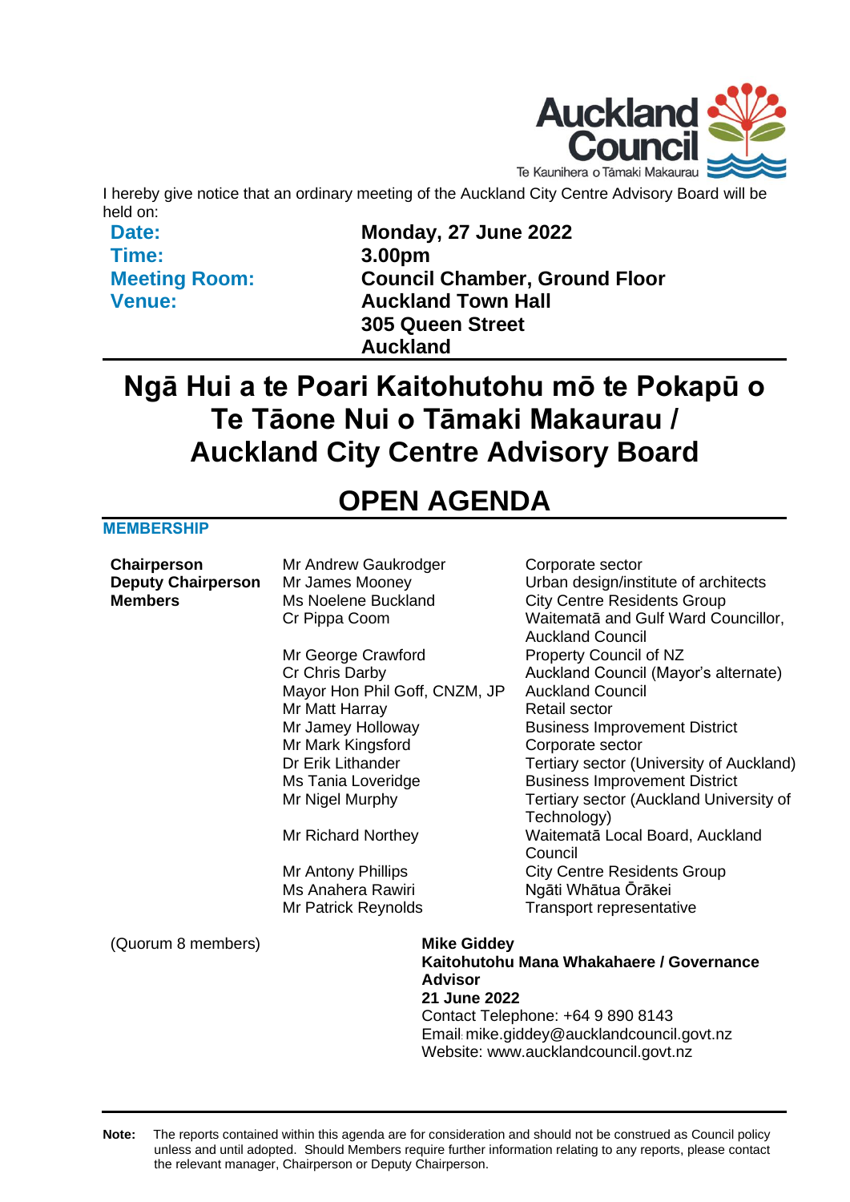I hereby give notice that an ordinary meeting of the Auckland City Centre Advisory Board will be held on:

| | |
|---|---|
| **Date:** | **Monday, 27 June 2022** |
| **Time:** | **3.00pm** |
| **Meeting Room:** | **Council Chamber, Ground Floor** |
| **Venue:** | **Auckland Town Hall 305 Queen Street Auckland** |

# Ngā Hui a te Poari Kaitohutohu mō te Pokapū o Te Tāone Nui o Tāmaki Makaurau / Auckland City Centre Advisory Board

# OPEN AGENDA

## MEMBERSHIP

| | | |
|---|---|---|
| **Chairperson** | Mr Andrew Gaukrodger | Corporate sector |
| **Deputy Chairperson** | Mr James Mooney | Urban design/institute of architects |
| **Members** | Ms Noelene Buckland | City Centre Residents Group |
| | Cr Pippa Coom | Waitematā and Gulf Ward Councillor, Auckland Council |
| | Mr George Crawford | Property Council of NZ |
| | Cr Chris Darby | Auckland Council (Mayor's alternate) |
| | Mayor Hon Phil Goff, CNZM, JP | Auckland Council |
| | Mr Matt Harray | Retail sector |
| | Mr Jamey Holloway | Business Improvement District |
| | Mr Mark Kingsford | Corporate sector |
| | Dr Erik Lithander | Tertiary sector (University of Auckland) |
| | Ms Tania Loveridge | Business Improvement District |
| | Mr Nigel Murphy | Tertiary sector (Auckland University of Technology) |
| | Mr Richard Northey | Waitematā Local Board, Auckland Council |
| | Mr Antony Phillips | City Centre Residents Group |
| | Ms Anahera Rawiri | Ngāti Whātua Ōrākei |
| | Mr Patrick Reynolds | Transport representative |

(Quorum 8 members)

**Mike Giddey**
**Kaitohutohu Mana Whakahaere / Governance Advisor**
**21 June 2022**
Contact Telephone: +64 9 890 8143
Email: mike.giddey@aucklandcouncil.govt.nz
Website: www.aucklandcouncil.govt.nz

**Note:** The reports contained within this agenda are for consideration and should not be construed as Council policy unless and until adopted. Should Members require further information relating to any reports, please contact the relevant manager, Chairperson or Deputy Chairperson.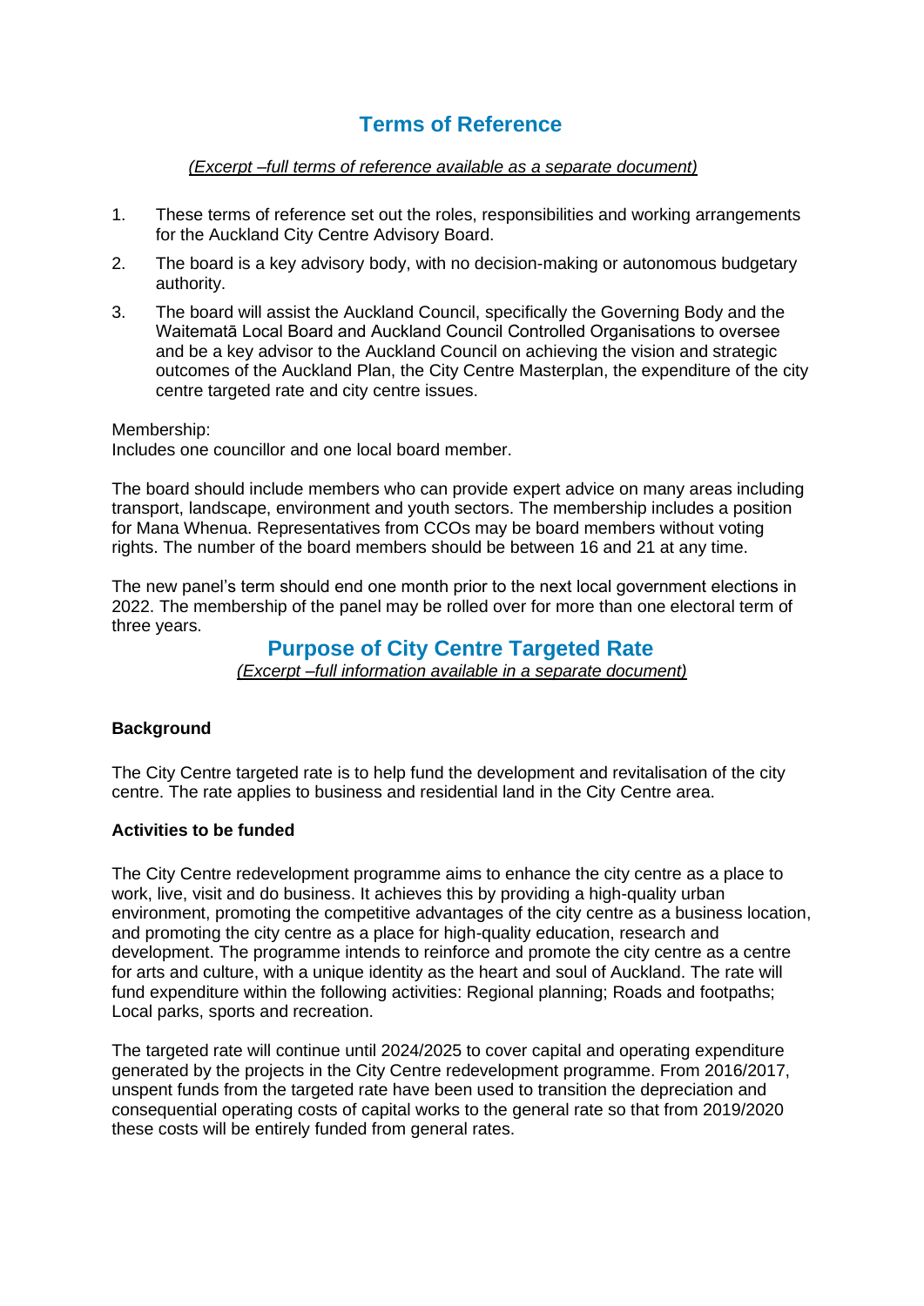# Terms of Reference

*(Excerpt –full terms of reference available as a separate document)*

1. These terms of reference set out the roles, responsibilities and working arrangements for the Auckland City Centre Advisory Board.
2. The board is a key advisory body, with no decision-making or autonomous budgetary authority.
3. The board will assist the Auckland Council, specifically the Governing Body and the Waitematā Local Board and Auckland Council Controlled Organisations to oversee and be a key advisor to the Auckland Council on achieving the vision and strategic outcomes of the Auckland Plan, the City Centre Masterplan, the expenditure of the city centre targeted rate and city centre issues.

Membership:
Includes one councillor and one local board member.

The board should include members who can provide expert advice on many areas including transport, landscape, environment and youth sectors. The membership includes a position for Mana Whenua. Representatives from CCOs may be board members without voting rights. The number of the board members should be between 16 and 21 at any time.

The new panel's term should end one month prior to the next local government elections in 2022. The membership of the panel may be rolled over for more than one electoral term of three years.

# Purpose of City Centre Targeted Rate

*(Excerpt –full information available in a separate document)*

**Background**

The City Centre targeted rate is to help fund the development and revitalisation of the city centre. The rate applies to business and residential land in the City Centre area.

**Activities to be funded**

The City Centre redevelopment programme aims to enhance the city centre as a place to work, live, visit and do business. It achieves this by providing a high-quality urban environment, promoting the competitive advantages of the city centre as a business location, and promoting the city centre as a place for high-quality education, research and development. The programme intends to reinforce and promote the city centre as a centre for arts and culture, with a unique identity as the heart and soul of Auckland. The rate will fund expenditure within the following activities: Regional planning; Roads and footpaths; Local parks, sports and recreation.

The targeted rate will continue until 2024/2025 to cover capital and operating expenditure generated by the projects in the City Centre redevelopment programme. From 2016/2017, unspent funds from the targeted rate have been used to transition the depreciation and consequential operating costs of capital works to the general rate so that from 2019/2020 these costs will be entirely funded from general rates.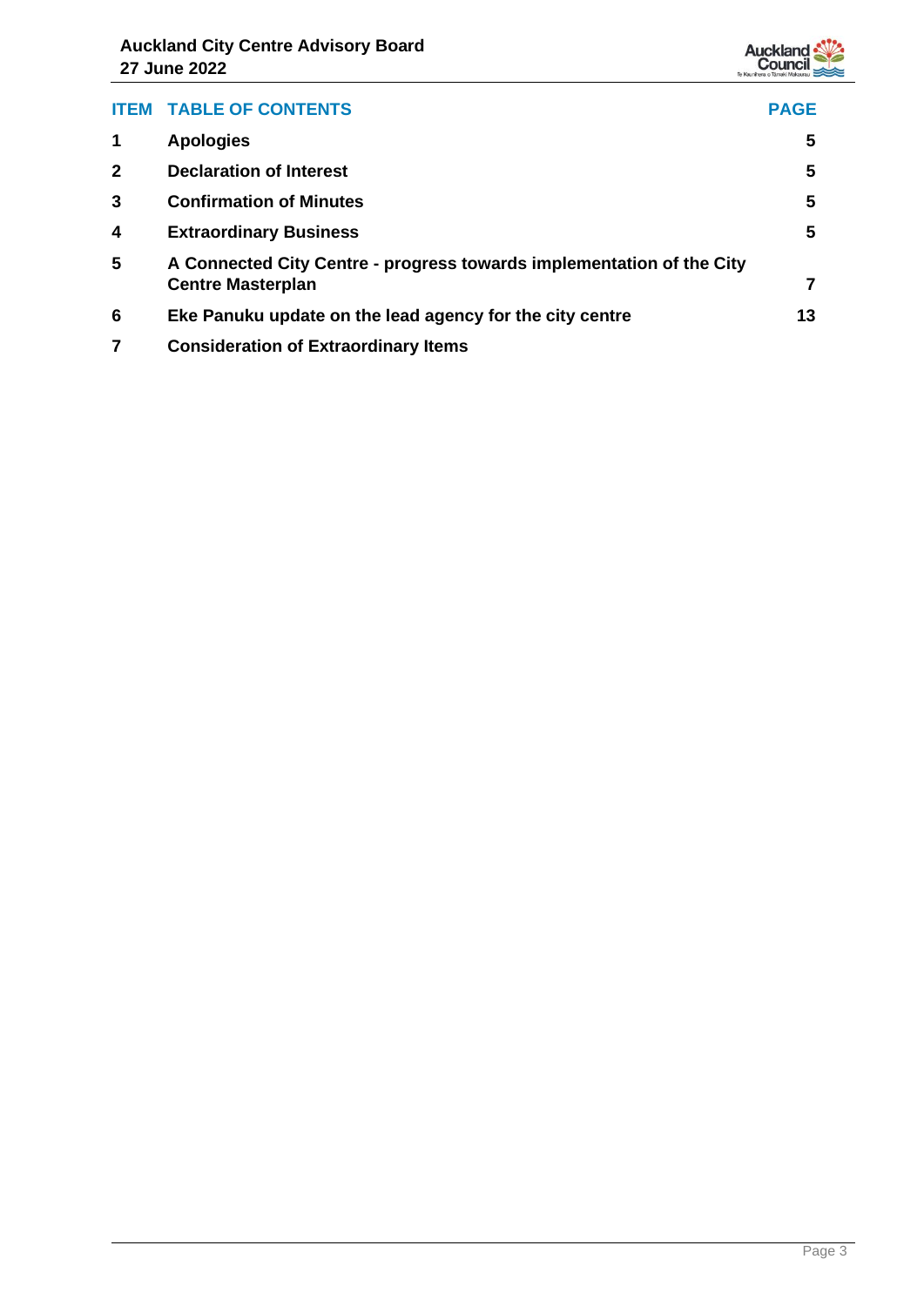| ITEM | TABLE OF CONTENTS | PAGE |
|---|---|---|
| 1 | **Apologies** | 5 |
| 2 | **Declaration of Interest** | 5 |
| 3 | **Confirmation of Minutes** | 5 |
| 4 | **Extraordinary Business** | 5 |
| 5 | **A Connected City Centre - progress towards implementation of the City Centre Masterplan** | 7 |
| 6 | **Eke Panuku update on the lead agency for the city centre** | 13 |
| 7 | **Consideration of Extraordinary Items** | |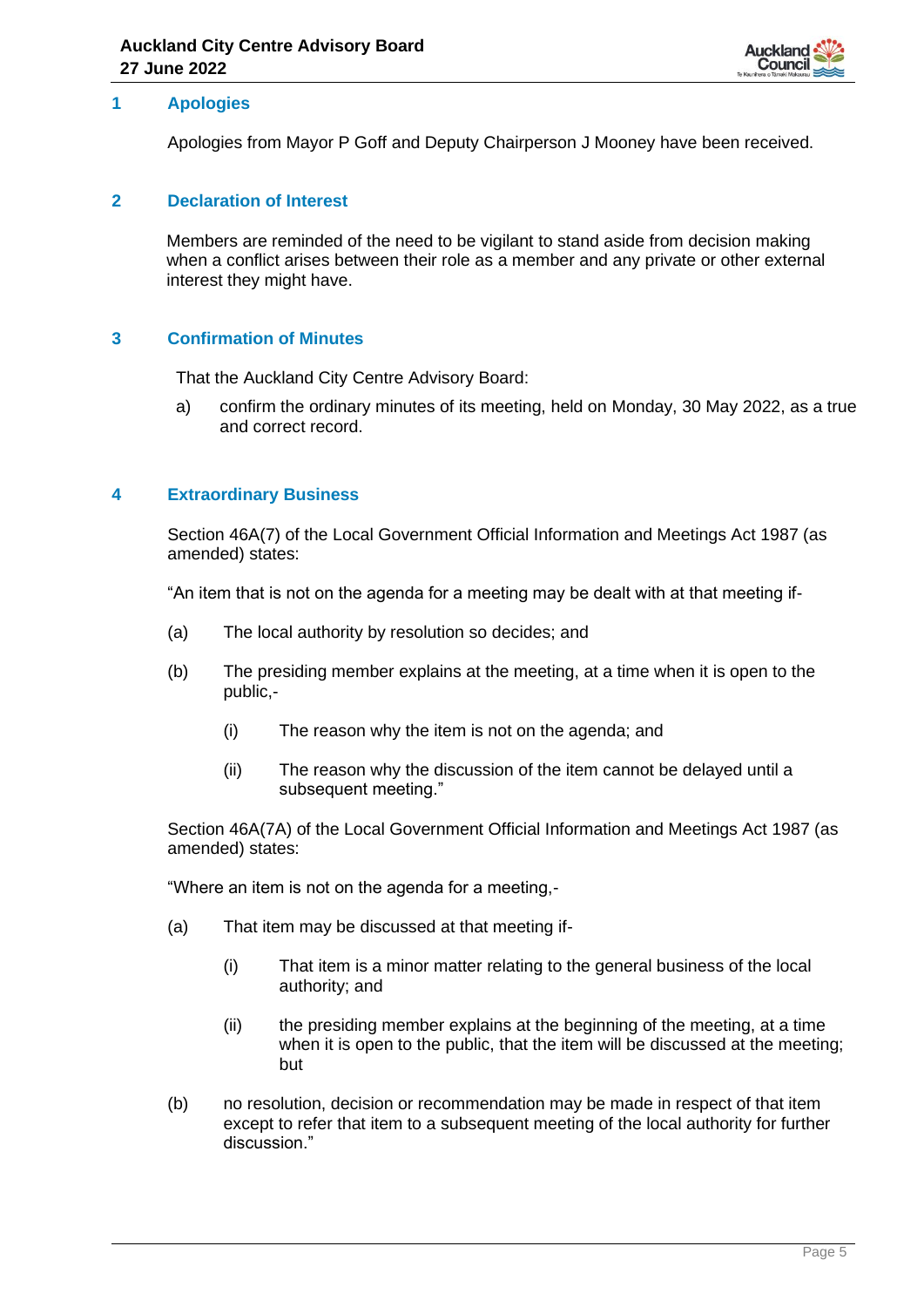## 1 Apologies

Apologies from Mayor P Goff and Deputy Chairperson J Mooney have been received.

## 2 Declaration of Interest

Members are reminded of the need to be vigilant to stand aside from decision making when a conflict arises between their role as a member and any private or other external interest they might have.

## 3 Confirmation of Minutes

That the Auckland City Centre Advisory Board:

a) confirm the ordinary minutes of its meeting, held on Monday, 30 May 2022, as a true and correct record.

## 4 Extraordinary Business

Section 46A(7) of the Local Government Official Information and Meetings Act 1987 (as amended) states:

"An item that is not on the agenda for a meeting may be dealt with at that meeting if-

(a) The local authority by resolution so decides; and

(b) The presiding member explains at the meeting, at a time when it is open to the public,-

  (i) The reason why the item is not on the agenda; and

  (ii) The reason why the discussion of the item cannot be delayed until a subsequent meeting."

Section 46A(7A) of the Local Government Official Information and Meetings Act 1987 (as amended) states:

"Where an item is not on the agenda for a meeting,-

(a) That item may be discussed at that meeting if-

  (i) That item is a minor matter relating to the general business of the local authority; and

  (ii) the presiding member explains at the beginning of the meeting, at a time when it is open to the public, that the item will be discussed at the meeting; but

(b) no resolution, decision or recommendation may be made in respect of that item except to refer that item to a subsequent meeting of the local authority for further discussion."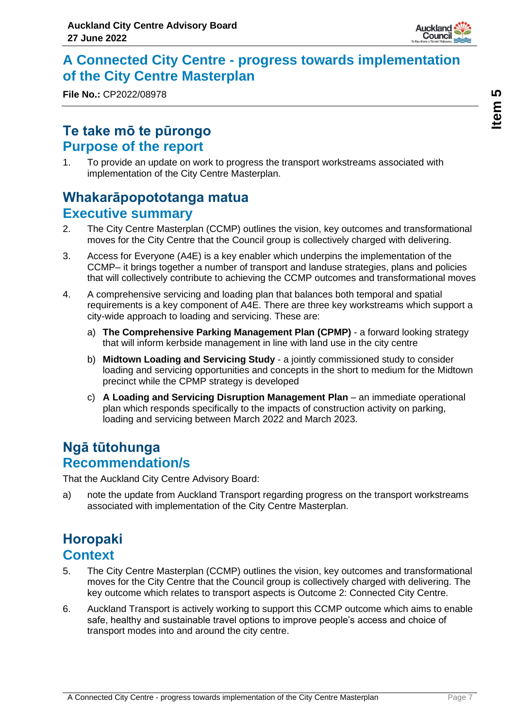# A Connected City Centre - progress towards implementation of the City Centre Masterplan

**File No.:** CP2022/08978

## Te take mō te pūrongo
## Purpose of the report

1. To provide an update on work to progress the transport workstreams associated with implementation of the City Centre Masterplan.

## Whakarāpopototanga matua
## Executive summary

2. The City Centre Masterplan (CCMP) outlines the vision, key outcomes and transformational moves for the City Centre that the Council group is collectively charged with delivering.

3. Access for Everyone (A4E) is a key enabler which underpins the implementation of the CCMP– it brings together a number of transport and landuse strategies, plans and policies that will collectively contribute to achieving the CCMP outcomes and transformational moves

4. A comprehensive servicing and loading plan that balances both temporal and spatial requirements is a key component of A4E. There are three key workstreams which support a city-wide approach to loading and servicing. These are:

   a) **The Comprehensive Parking Management Plan (CPMP)** - a forward looking strategy that will inform kerbside management in line with land use in the city centre

   b) **Midtown Loading and Servicing Study** - a jointly commissioned study to consider loading and servicing opportunities and concepts in the short to medium for the Midtown precinct while the CPMP strategy is developed

   c) **A Loading and Servicing Disruption Management Plan** – an immediate operational plan which responds specifically to the impacts of construction activity on parking, loading and servicing between March 2022 and March 2023.

## Ngā tūtohunga
## Recommendation/s

That the Auckland City Centre Advisory Board:

a) note the update from Auckland Transport regarding progress on the transport workstreams associated with implementation of the City Centre Masterplan.

## Horopaki
## Context

5. The City Centre Masterplan (CCMP) outlines the vision, key outcomes and transformational moves for the City Centre that the Council group is collectively charged with delivering. The key outcome which relates to transport aspects is Outcome 2: Connected City Centre.

6. Auckland Transport is actively working to support this CCMP outcome which aims to enable safe, healthy and sustainable travel options to improve people's access and choice of transport modes into and around the city centre.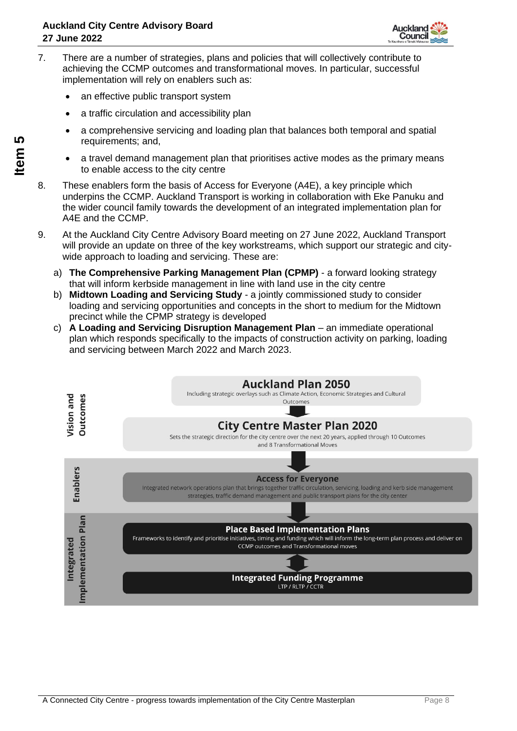7. There are a number of strategies, plans and policies that will collectively contribute to achieving the CCMP outcomes and transformational moves. In particular, successful implementation will rely on enablers such as:

   - an effective public transport system
   - a traffic circulation and accessibility plan
   - a comprehensive servicing and loading plan that balances both temporal and spatial requirements; and,
   - a travel demand management plan that prioritises active modes as the primary means to enable access to the city centre

8. These enablers form the basis of Access for Everyone (A4E), a key principle which underpins the CCMP. Auckland Transport is working in collaboration with Eke Panuku and the wider council family towards the development of an integrated implementation plan for A4E and the CCMP.

9. At the Auckland City Centre Advisory Board meeting on 27 June 2022, Auckland Transport will provide an update on three of the key workstreams, which support our strategic and city-wide approach to loading and servicing. These are:

   a) **The Comprehensive Parking Management Plan (CPMP)** - a forward looking strategy that will inform kerbside management in line with land use in the city centre
   b) **Midtown Loading and Servicing Study** - a jointly commissioned study to consider loading and servicing opportunities and concepts in the short to medium for the Midtown precinct while the CPMP strategy is developed
   c) **A Loading and Servicing Disruption Management Plan** – an immediate operational plan which responds specifically to the impacts of construction activity on parking, loading and servicing between March 2022 and March 2023.

**Vision and Outcomes**

**Auckland Plan 2050**
Including strategic overlays such as Climate Action, Economic Strategies and Cultural Outcomes

**City Centre Master Plan 2020**
Sets the strategic direction for the city centre over the next 20 years, applied through 10 Outcomes and 8 Transformational Moves

**Enablers**

**Access for Everyone**
Integrated network operations plan that brings together traffic circulation, servicing, loading and kerb side management strategies, traffic demand management and public transport plans for the city center

**Integrated Implementation Plan**

**Place Based Implementation Plans**
Frameworks to identify and prioritise initiatives, timing and funding which will inform the long-term plan process and deliver on CCMP outcomes and Transformational moves

**Integrated Funding Programme**
LTP / RLTP / CCTR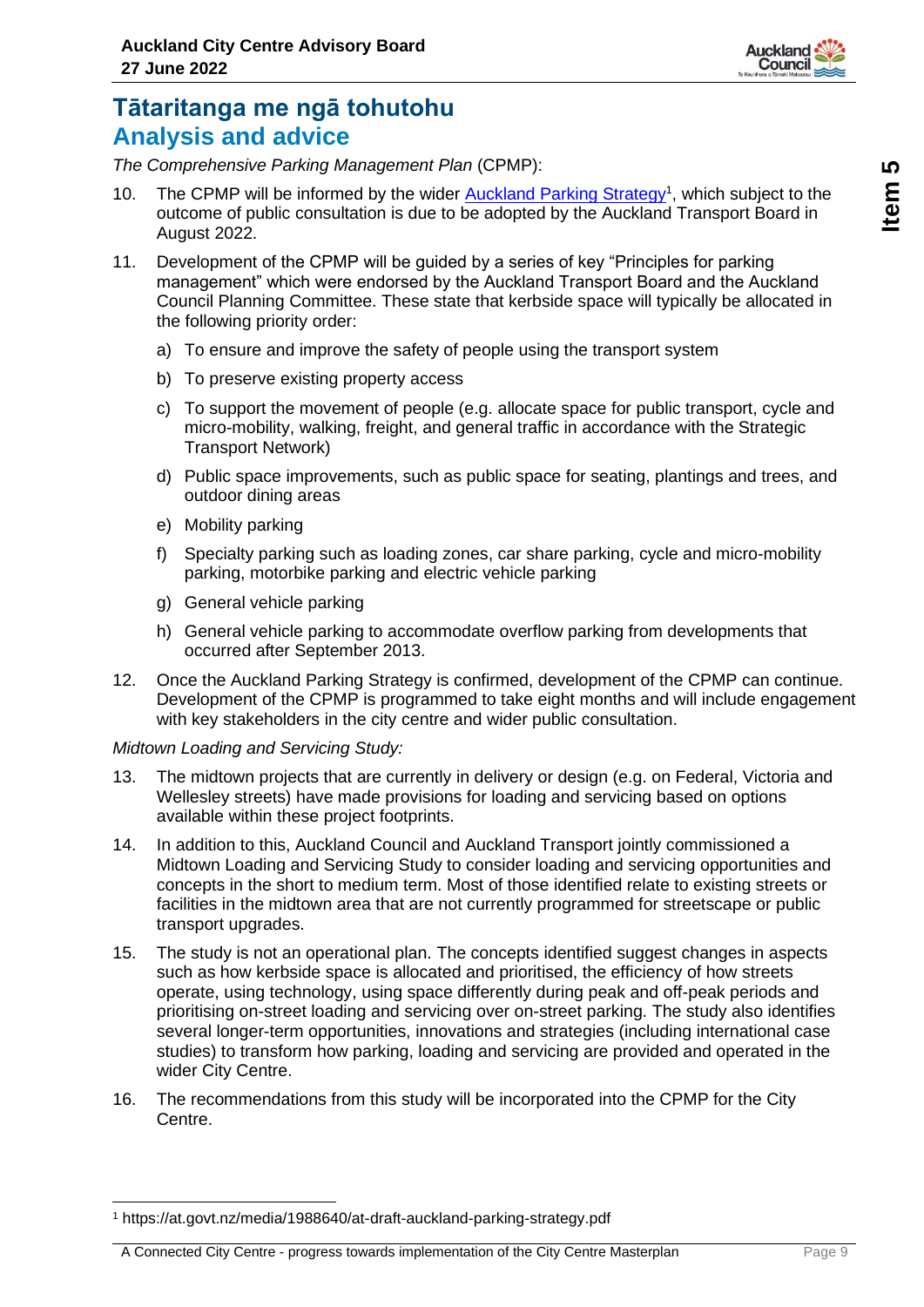# Tātaritanga me ngā tohutohu
## Analysis and advice

*The Comprehensive Parking Management Plan* (CPMP):

10. The CPMP will be informed by the wider [Auckland Parking Strategy][1], which subject to the outcome of public consultation is due to be adopted by the Auckland Transport Board in August 2022.

11. Development of the CPMP will be guided by a series of key "Principles for parking management" which were endorsed by the Auckland Transport Board and the Auckland Council Planning Committee. These state that kerbside space will typically be allocated in the following priority order:

    a) To ensure and improve the safety of people using the transport system

    b) To preserve existing property access

    c) To support the movement of people (e.g. allocate space for public transport, cycle and micro-mobility, walking, freight, and general traffic in accordance with the Strategic Transport Network)

    d) Public space improvements, such as public space for seating, plantings and trees, and outdoor dining areas

    e) Mobility parking

    f) Specialty parking such as loading zones, car share parking, cycle and micro-mobility parking, motorbike parking and electric vehicle parking

    g) General vehicle parking

    h) General vehicle parking to accommodate overflow parking from developments that occurred after September 2013.

12. Once the Auckland Parking Strategy is confirmed, development of the CPMP can continue. Development of the CPMP is programmed to take eight months and will include engagement with key stakeholders in the city centre and wider public consultation.

*Midtown Loading and Servicing Study:*

13. The midtown projects that are currently in delivery or design (e.g. on Federal, Victoria and Wellesley streets) have made provisions for loading and servicing based on options available within these project footprints.

14. In addition to this, Auckland Council and Auckland Transport jointly commissioned a Midtown Loading and Servicing Study to consider loading and servicing opportunities and concepts in the short to medium term. Most of those identified relate to existing streets or facilities in the midtown area that are not currently programmed for streetscape or public transport upgrades.

15. The study is not an operational plan. The concepts identified suggest changes in aspects such as how kerbside space is allocated and prioritised, the efficiency of how streets operate, using technology, using space differently during peak and off-peak periods and prioritising on-street loading and servicing over on-street parking. The study also identifies several longer-term opportunities, innovations and strategies (including international case studies) to transform how parking, loading and servicing are provided and operated in the wider City Centre.

16. The recommendations from this study will be incorporated into the CPMP for the City Centre.

---

[1] https://at.govt.nz/media/1988640/at-draft-auckland-parking-strategy.pdf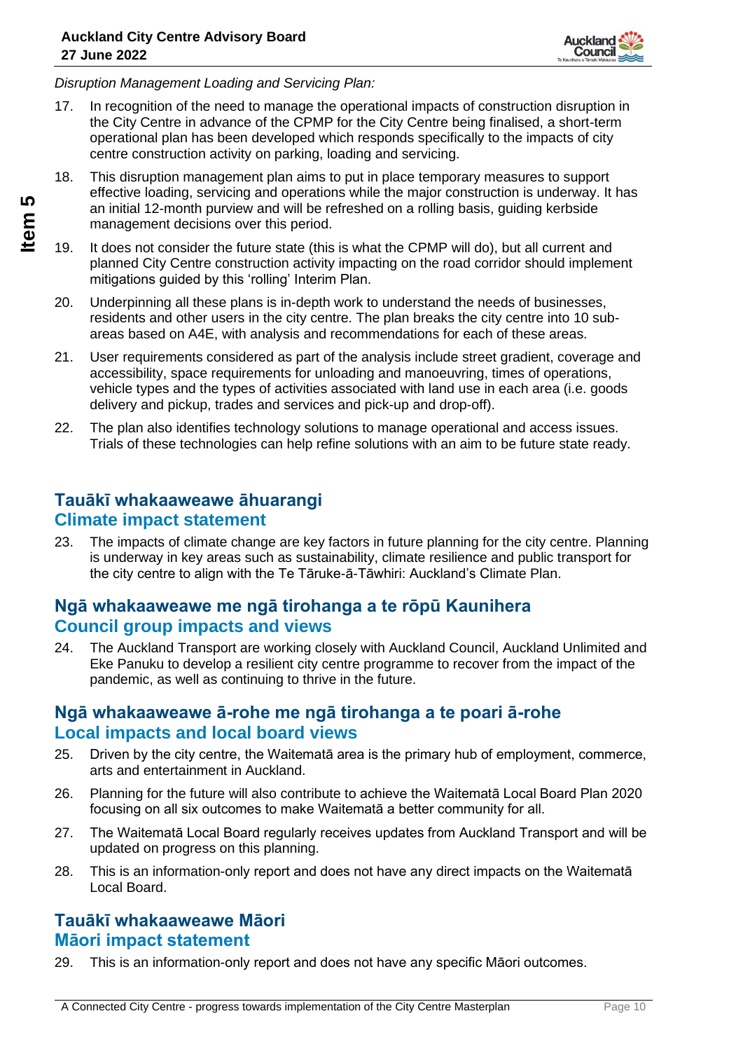*Disruption Management Loading and Servicing Plan:*

17. In recognition of the need to manage the operational impacts of construction disruption in the City Centre in advance of the CPMP for the City Centre being finalised, a short-term operational plan has been developed which responds specifically to the impacts of city centre construction activity on parking, loading and servicing.

18. This disruption management plan aims to put in place temporary measures to support effective loading, servicing and operations while the major construction is underway. It has an initial 12-month purview and will be refreshed on a rolling basis, guiding kerbside management decisions over this period.

19. It does not consider the future state (this is what the CPMP will do), but all current and planned City Centre construction activity impacting on the road corridor should implement mitigations guided by this 'rolling' Interim Plan.

20. Underpinning all these plans is in-depth work to understand the needs of businesses, residents and other users in the city centre. The plan breaks the city centre into 10 sub-areas based on A4E, with analysis and recommendations for each of these areas.

21. User requirements considered as part of the analysis include street gradient, coverage and accessibility, space requirements for unloading and manoeuvring, times of operations, vehicle types and the types of activities associated with land use in each area (i.e. goods delivery and pickup, trades and services and pick-up and drop-off).

22. The plan also identifies technology solutions to manage operational and access issues. Trials of these technologies can help refine solutions with an aim to be future state ready.

## Tauākī whakaaweawe āhuarangi
## Climate impact statement

23. The impacts of climate change are key factors in future planning for the city centre. Planning is underway in key areas such as sustainability, climate resilience and public transport for the city centre to align with the Te Tāruke-ā-Tāwhiri: Auckland's Climate Plan.

## Ngā whakaaweawe me ngā tirohanga a te rōpū Kaunihera
## Council group impacts and views

24. The Auckland Transport are working closely with Auckland Council, Auckland Unlimited and Eke Panuku to develop a resilient city centre programme to recover from the impact of the pandemic, as well as continuing to thrive in the future.

## Ngā whakaaweawe ā-rohe me ngā tirohanga a te poari ā-rohe
## Local impacts and local board views

25. Driven by the city centre, the Waitematā area is the primary hub of employment, commerce, arts and entertainment in Auckland.

26. Planning for the future will also contribute to achieve the Waitematā Local Board Plan 2020 focusing on all six outcomes to make Waitematā a better community for all.

27. The Waitematā Local Board regularly receives updates from Auckland Transport and will be updated on progress on this planning.

28. This is an information-only report and does not have any direct impacts on the Waitematā Local Board.

## Tauākī whakaaweawe Māori
## Māori impact statement

29. This is an information-only report and does not have any specific Māori outcomes.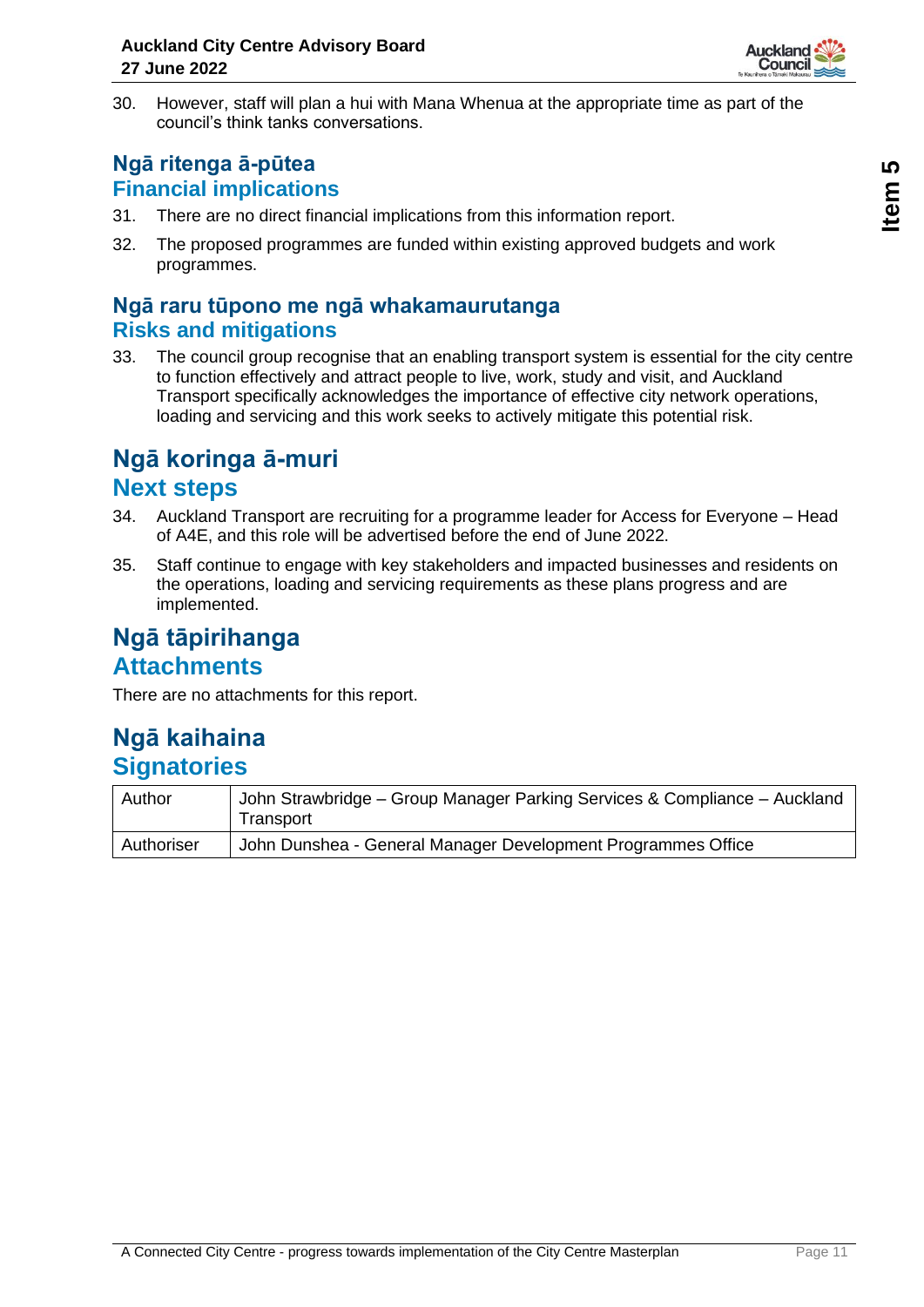30. However, staff will plan a hui with Mana Whenua at the appropriate time as part of the council's think tanks conversations.

## Ngā ritenga ā-pūtea
## Financial implications

31. There are no direct financial implications from this information report.

32. The proposed programmes are funded within existing approved budgets and work programmes.

## Ngā raru tūpono me ngā whakamaurutanga
## Risks and mitigations

33. The council group recognise that an enabling transport system is essential for the city centre to function effectively and attract people to live, work, study and visit, and Auckland Transport specifically acknowledges the importance of effective city network operations, loading and servicing and this work seeks to actively mitigate this potential risk.

# Ngā koringa ā-muri
# Next steps

34. Auckland Transport are recruiting for a programme leader for Access for Everyone – Head of A4E, and this role will be advertised before the end of June 2022.

35. Staff continue to engage with key stakeholders and impacted businesses and residents on the operations, loading and servicing requirements as these plans progress and are implemented.

# Ngā tāpirihanga
# Attachments

There are no attachments for this report.

# Ngā kaihaina
# Signatories

| | |
|---|---|
| Author | John Strawbridge – Group Manager Parking Services & Compliance – Auckland Transport |
| Authoriser | John Dunshea - General Manager Development Programmes Office |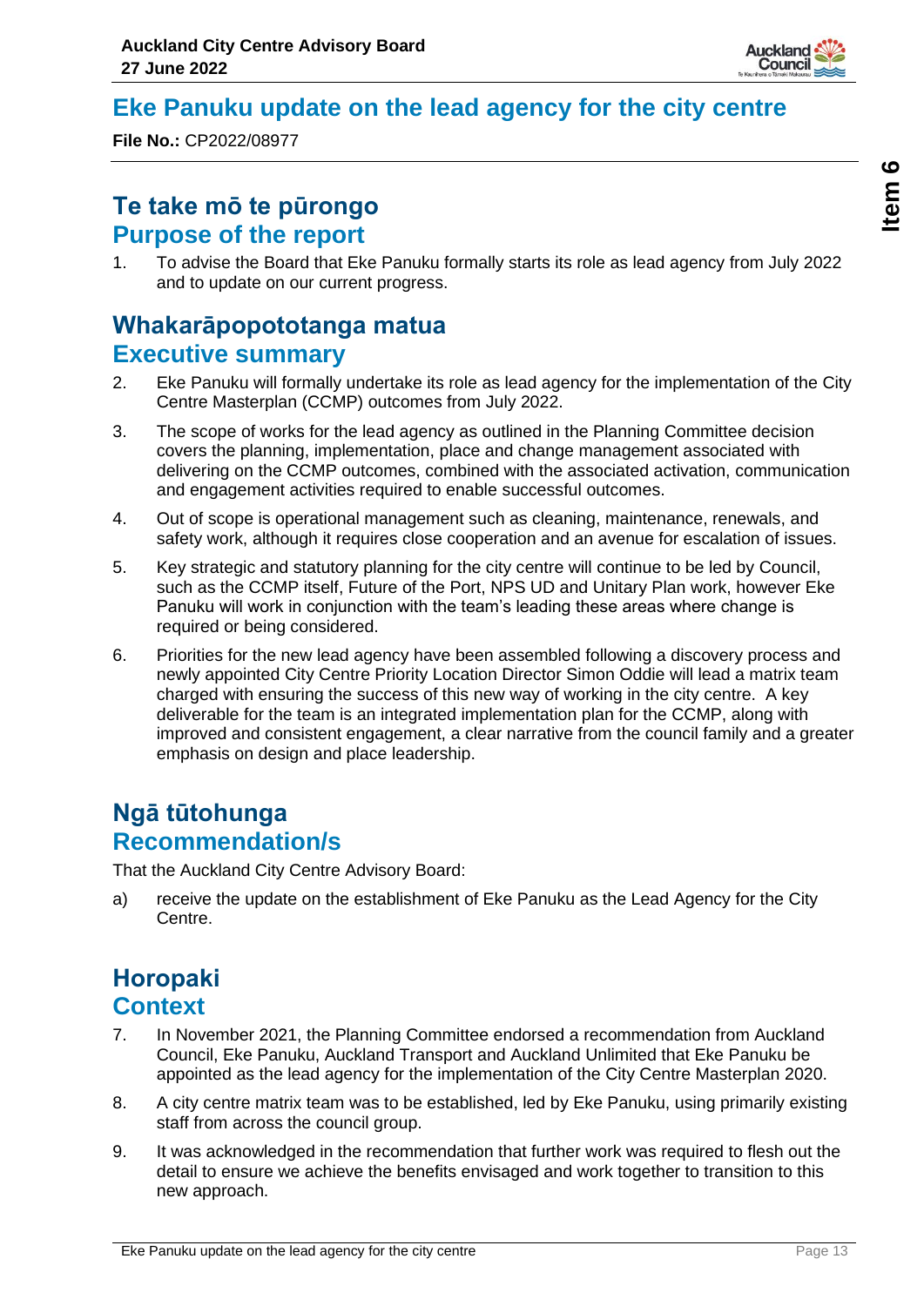# Eke Panuku update on the lead agency for the city centre

**File No.:** CP2022/08977

## Te take mō te pūrongo
## Purpose of the report

1. To advise the Board that Eke Panuku formally starts its role as lead agency from July 2022 and to update on our current progress.

## Whakarāpopototanga matua
## Executive summary

2. Eke Panuku will formally undertake its role as lead agency for the implementation of the City Centre Masterplan (CCMP) outcomes from July 2022.

3. The scope of works for the lead agency as outlined in the Planning Committee decision covers the planning, implementation, place and change management associated with delivering on the CCMP outcomes, combined with the associated activation, communication and engagement activities required to enable successful outcomes.

4. Out of scope is operational management such as cleaning, maintenance, renewals, and safety work, although it requires close cooperation and an avenue for escalation of issues.

5. Key strategic and statutory planning for the city centre will continue to be led by Council, such as the CCMP itself, Future of the Port, NPS UD and Unitary Plan work, however Eke Panuku will work in conjunction with the team's leading these areas where change is required or being considered.

6. Priorities for the new lead agency have been assembled following a discovery process and newly appointed City Centre Priority Location Director Simon Oddie will lead a matrix team charged with ensuring the success of this new way of working in the city centre. A key deliverable for the team is an integrated implementation plan for the CCMP, along with improved and consistent engagement, a clear narrative from the council family and a greater emphasis on design and place leadership.

## Ngā tūtohunga
## Recommendation/s

That the Auckland City Centre Advisory Board:

a) receive the update on the establishment of Eke Panuku as the Lead Agency for the City Centre.

## Horopaki
## Context

7. In November 2021, the Planning Committee endorsed a recommendation from Auckland Council, Eke Panuku, Auckland Transport and Auckland Unlimited that Eke Panuku be appointed as the lead agency for the implementation of the City Centre Masterplan 2020.

8. A city centre matrix team was to be established, led by Eke Panuku, using primarily existing staff from across the council group.

9. It was acknowledged in the recommendation that further work was required to flesh out the detail to ensure we achieve the benefits envisaged and work together to transition to this new approach.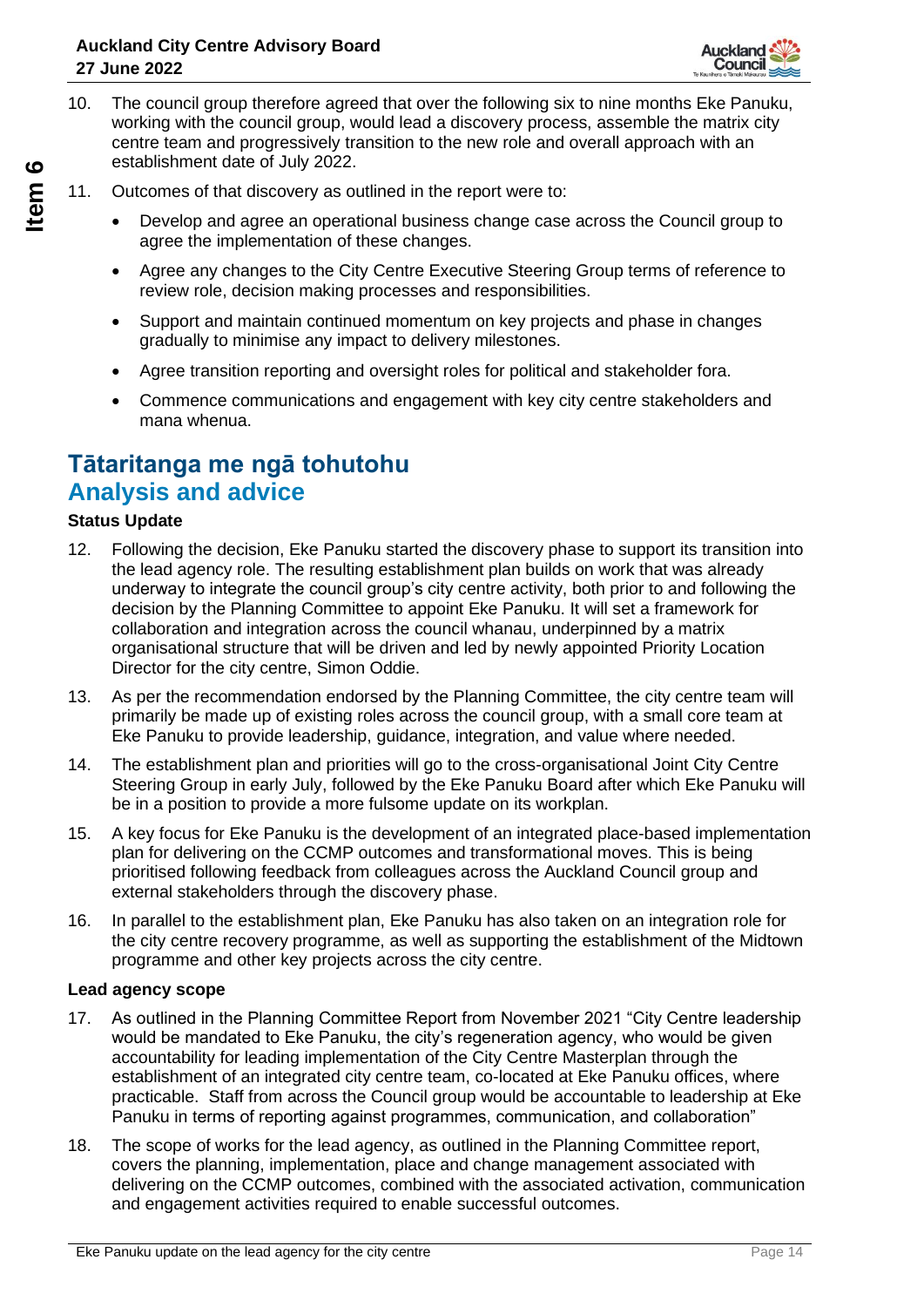10. The council group therefore agreed that over the following six to nine months Eke Panuku, working with the council group, would lead a discovery process, assemble the matrix city centre team and progressively transition to the new role and overall approach with an establishment date of July 2022.

11. Outcomes of that discovery as outlined in the report were to:

    - Develop and agree an operational business change case across the Council group to agree the implementation of these changes.
    - Agree any changes to the City Centre Executive Steering Group terms of reference to review role, decision making processes and responsibilities.
    - Support and maintain continued momentum on key projects and phase in changes gradually to minimise any impact to delivery milestones.
    - Agree transition reporting and oversight roles for political and stakeholder fora.
    - Commence communications and engagement with key city centre stakeholders and mana whenua.

## Tātaritanga me ngā tohutohu
## Analysis and advice

**Status Update**

12. Following the decision, Eke Panuku started the discovery phase to support its transition into the lead agency role. The resulting establishment plan builds on work that was already underway to integrate the council group's city centre activity, both prior to and following the decision by the Planning Committee to appoint Eke Panuku. It will set a framework for collaboration and integration across the council whanau, underpinned by a matrix organisational structure that will be driven and led by newly appointed Priority Location Director for the city centre, Simon Oddie.

13. As per the recommendation endorsed by the Planning Committee, the city centre team will primarily be made up of existing roles across the council group, with a small core team at Eke Panuku to provide leadership, guidance, integration, and value where needed.

14. The establishment plan and priorities will go to the cross-organisational Joint City Centre Steering Group in early July, followed by the Eke Panuku Board after which Eke Panuku will be in a position to provide a more fulsome update on its workplan.

15. A key focus for Eke Panuku is the development of an integrated place-based implementation plan for delivering on the CCMP outcomes and transformational moves. This is being prioritised following feedback from colleagues across the Auckland Council group and external stakeholders through the discovery phase.

16. In parallel to the establishment plan, Eke Panuku has also taken on an integration role for the city centre recovery programme, as well as supporting the establishment of the Midtown programme and other key projects across the city centre.

**Lead agency scope**

17. As outlined in the Planning Committee Report from November 2021 "City Centre leadership would be mandated to Eke Panuku, the city's regeneration agency, who would be given accountability for leading implementation of the City Centre Masterplan through the establishment of an integrated city centre team, co-located at Eke Panuku offices, where practicable. Staff from across the Council group would be accountable to leadership at Eke Panuku in terms of reporting against programmes, communication, and collaboration"

18. The scope of works for the lead agency, as outlined in the Planning Committee report, covers the planning, implementation, place and change management associated with delivering on the CCMP outcomes, combined with the associated activation, communication and engagement activities required to enable successful outcomes.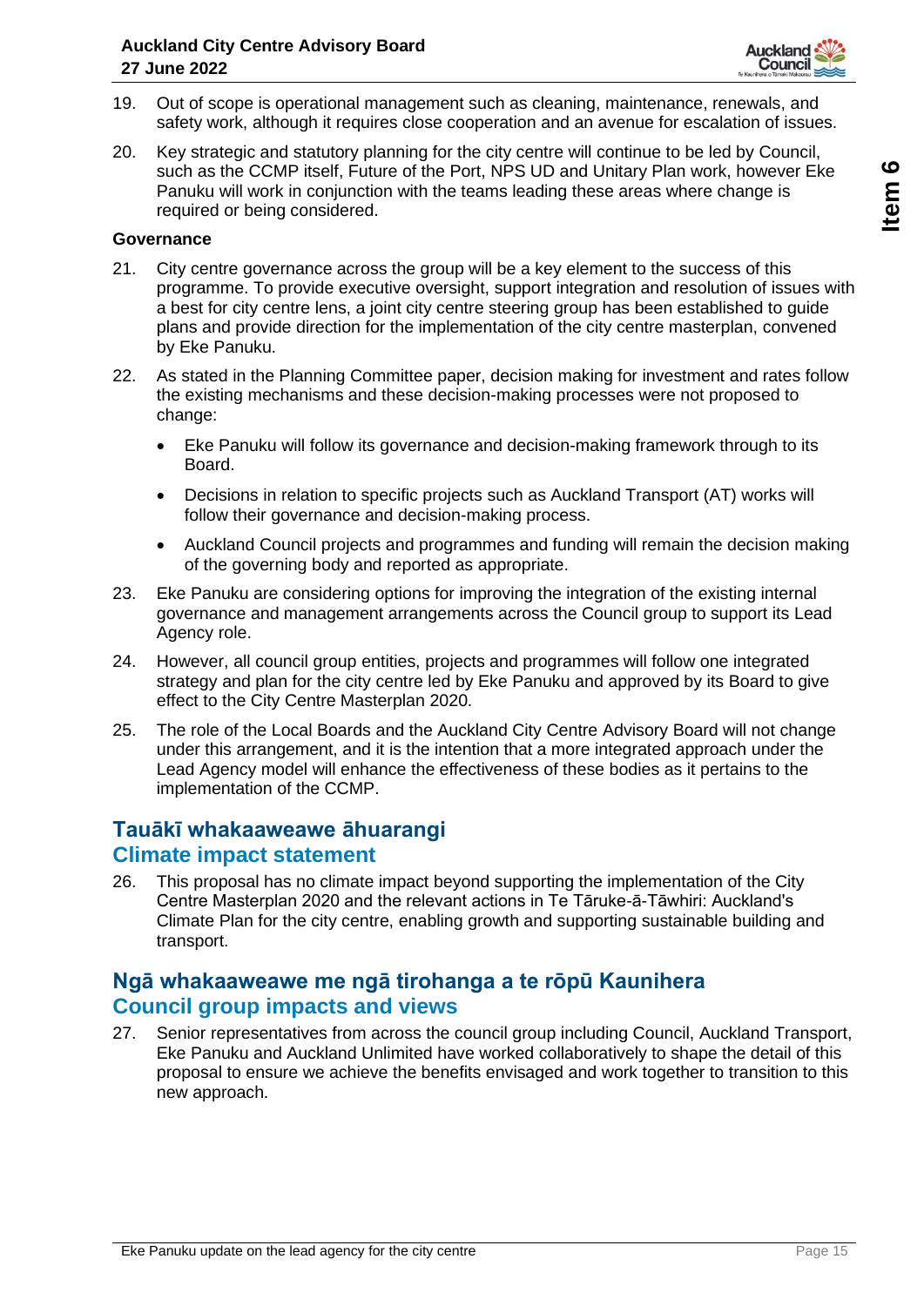19. Out of scope is operational management such as cleaning, maintenance, renewals, and safety work, although it requires close cooperation and an avenue for escalation of issues.

20. Key strategic and statutory planning for the city centre will continue to be led by Council, such as the CCMP itself, Future of the Port, NPS UD and Unitary Plan work, however Eke Panuku will work in conjunction with the teams leading these areas where change is required or being considered.

**Governance**

21. City centre governance across the group will be a key element to the success of this programme. To provide executive oversight, support integration and resolution of issues with a best for city centre lens, a joint city centre steering group has been established to guide plans and provide direction for the implementation of the city centre masterplan, convened by Eke Panuku.

22. As stated in the Planning Committee paper, decision making for investment and rates follow the existing mechanisms and these decision-making processes were not proposed to change:

    - Eke Panuku will follow its governance and decision-making framework through to its Board.
    - Decisions in relation to specific projects such as Auckland Transport (AT) works will follow their governance and decision-making process.
    - Auckland Council projects and programmes and funding will remain the decision making of the governing body and reported as appropriate.

23. Eke Panuku are considering options for improving the integration of the existing internal governance and management arrangements across the Council group to support its Lead Agency role.

24. However, all council group entities, projects and programmes will follow one integrated strategy and plan for the city centre led by Eke Panuku and approved by its Board to give effect to the City Centre Masterplan 2020.

25. The role of the Local Boards and the Auckland City Centre Advisory Board will not change under this arrangement, and it is the intention that a more integrated approach under the Lead Agency model will enhance the effectiveness of these bodies as it pertains to the implementation of the CCMP.

## Tauākī whakaaweawe āhuarangi
## Climate impact statement

26. This proposal has no climate impact beyond supporting the implementation of the City Centre Masterplan 2020 and the relevant actions in Te Tāruke-ā-Tāwhiri: Auckland's Climate Plan for the city centre, enabling growth and supporting sustainable building and transport.

## Ngā whakaaweawe me ngā tirohanga a te rōpū Kaunihera
## Council group impacts and views

27. Senior representatives from across the council group including Council, Auckland Transport, Eke Panuku and Auckland Unlimited have worked collaboratively to shape the detail of this proposal to ensure we achieve the benefits envisaged and work together to transition to this new approach.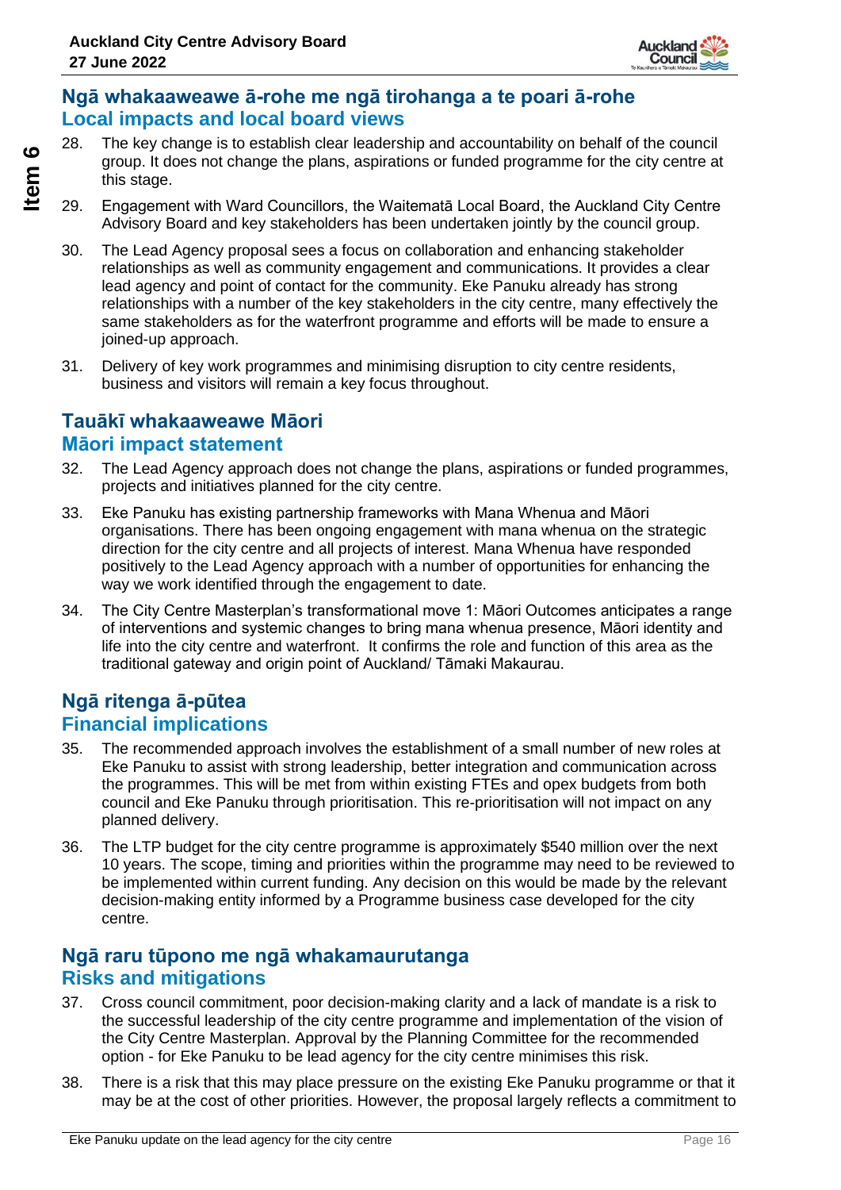## Ngā whakaaweawe ā-rohe me ngā tirohanga a te poari ā-rohe
## Local impacts and local board views

28. The key change is to establish clear leadership and accountability on behalf of the council group. It does not change the plans, aspirations or funded programme for the city centre at this stage.

29. Engagement with Ward Councillors, the Waitematā Local Board, the Auckland City Centre Advisory Board and key stakeholders has been undertaken jointly by the council group.

30. The Lead Agency proposal sees a focus on collaboration and enhancing stakeholder relationships as well as community engagement and communications. It provides a clear lead agency and point of contact for the community. Eke Panuku already has strong relationships with a number of the key stakeholders in the city centre, many effectively the same stakeholders as for the waterfront programme and efforts will be made to ensure a joined-up approach.

31. Delivery of key work programmes and minimising disruption to city centre residents, business and visitors will remain a key focus throughout.

## Tauākī whakaaweawe Māori
## Māori impact statement

32. The Lead Agency approach does not change the plans, aspirations or funded programmes, projects and initiatives planned for the city centre.

33. Eke Panuku has existing partnership frameworks with Mana Whenua and Māori organisations. There has been ongoing engagement with mana whenua on the strategic direction for the city centre and all projects of interest. Mana Whenua have responded positively to the Lead Agency approach with a number of opportunities for enhancing the way we work identified through the engagement to date.

34. The City Centre Masterplan's transformational move 1: Māori Outcomes anticipates a range of interventions and systemic changes to bring mana whenua presence, Māori identity and life into the city centre and waterfront. It confirms the role and function of this area as the traditional gateway and origin point of Auckland/ Tāmaki Makaurau.

## Ngā ritenga ā-pūtea
## Financial implications

35. The recommended approach involves the establishment of a small number of new roles at Eke Panuku to assist with strong leadership, better integration and communication across the programmes. This will be met from within existing FTEs and opex budgets from both council and Eke Panuku through prioritisation. This re-prioritisation will not impact on any planned delivery.

36. The LTP budget for the city centre programme is approximately $540 million over the next 10 years. The scope, timing and priorities within the programme may need to be reviewed to be implemented within current funding. Any decision on this would be made by the relevant decision-making entity informed by a Programme business case developed for the city centre.

## Ngā raru tūpono me ngā whakamaurutanga
## Risks and mitigations

37. Cross council commitment, poor decision-making clarity and a lack of mandate is a risk to the successful leadership of the city centre programme and implementation of the vision of the City Centre Masterplan. Approval by the Planning Committee for the recommended option - for Eke Panuku to be lead agency for the city centre minimises this risk.

38. There is a risk that this may place pressure on the existing Eke Panuku programme or that it may be at the cost of other priorities. However, the proposal largely reflects a commitment to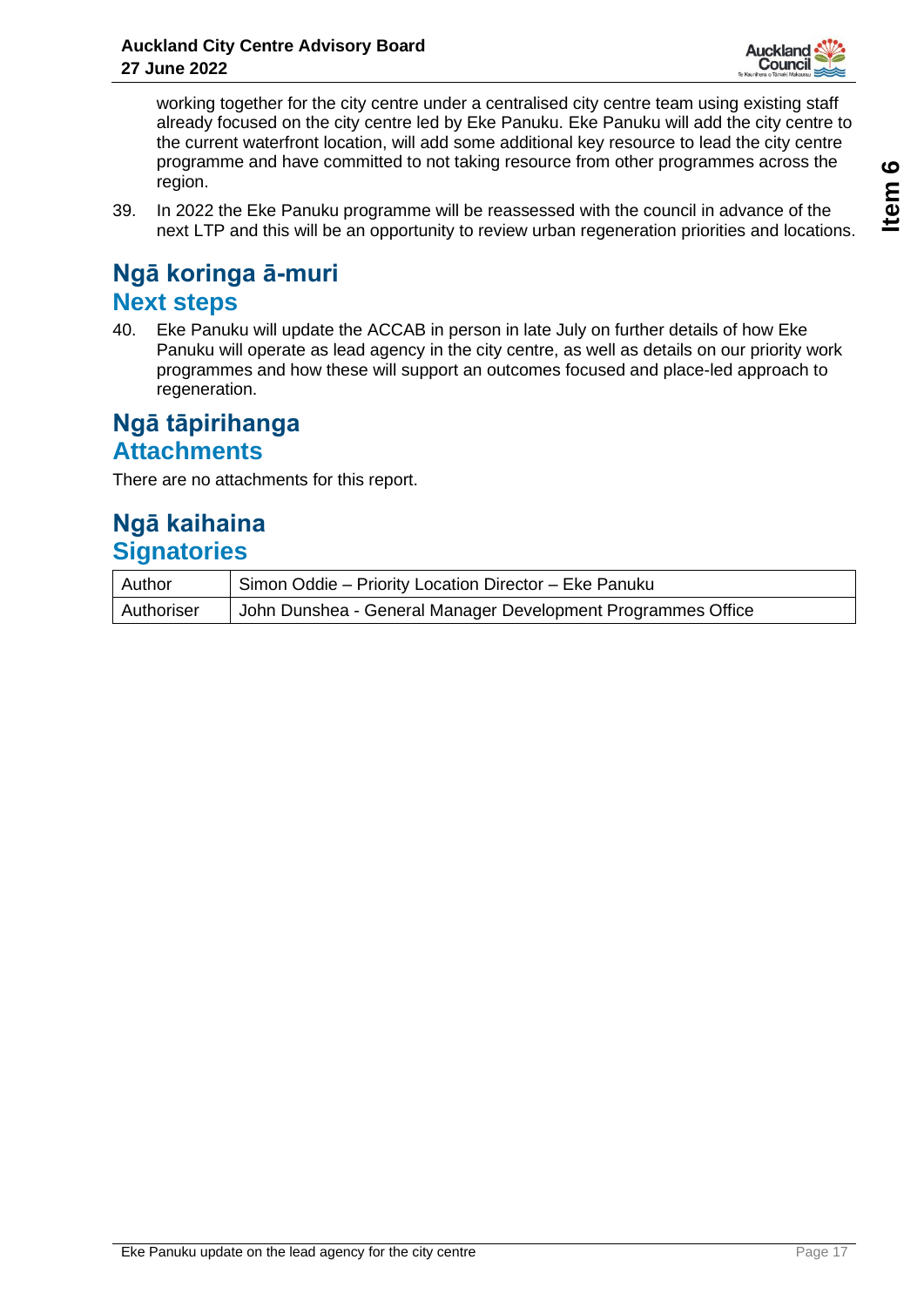working together for the city centre under a centralised city centre team using existing staff already focused on the city centre led by Eke Panuku. Eke Panuku will add the city centre to the current waterfront location, will add some additional key resource to lead the city centre programme and have committed to not taking resource from other programmes across the region.

39. In 2022 the Eke Panuku programme will be reassessed with the council in advance of the next LTP and this will be an opportunity to review urban regeneration priorities and locations.

## Ngā koringa ā-muri
## Next steps

40. Eke Panuku will update the ACCAB in person in late July on further details of how Eke Panuku will operate as lead agency in the city centre, as well as details on our priority work programmes and how these will support an outcomes focused and place-led approach to regeneration.

## Ngā tāpirihanga
## Attachments

There are no attachments for this report.

## Ngā kaihaina
## Signatories

| | |
|---|---|
| Author | Simon Oddie – Priority Location Director – Eke Panuku |
| Authoriser | John Dunshea - General Manager Development Programmes Office |